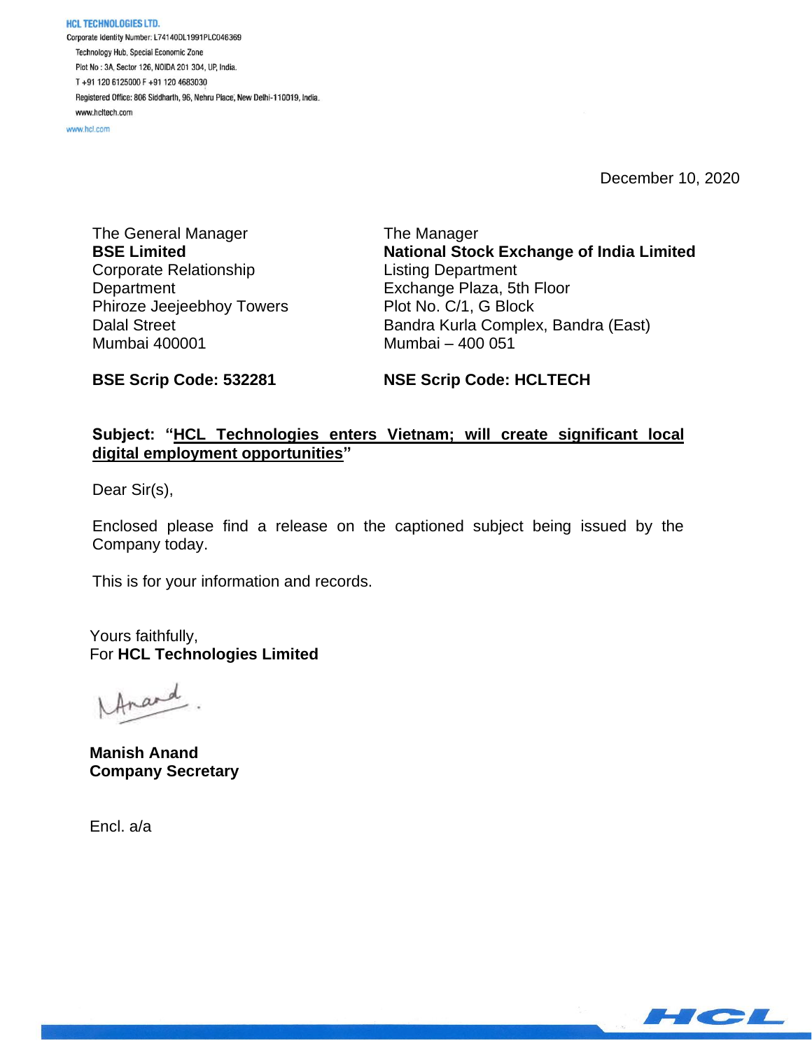**HCL TECHNOLOGIES LTD.**
Corporate Identity Number: L74140DL1991PLC046369
Technology Hub, Special Economic Zone
Plot No : 3A, Sector 126, NOIDA 201 304, UP, India.
T +91 120 6125000 F +91 120 4683030
Registered Office: 806 Siddharth, 96, Nehru Place, New Delhi-110019, India.
www.hcltech.com
www.hcl.com

December 10, 2020

The General Manager
**BSE Limited**
Corporate Relationship Department
Phiroze Jeejeebhoy Towers
Dalal Street
Mumbai 400001

**BSE Scrip Code: 532281**

The Manager
**National Stock Exchange of India Limited**
Listing Department
Exchange Plaza, 5th Floor
Plot No. C/1, G Block
Bandra Kurla Complex, Bandra (East)
Mumbai – 400 051

**NSE Scrip Code: HCLTECH**

**Subject: "HCL Technologies enters Vietnam; will create significant local digital employment opportunities"**

Dear Sir(s),

Enclosed please find a release on the captioned subject being issued by the Company today.

This is for your information and records.

Yours faithfully,
For **HCL Technologies Limited**

**Manish Anand**
**Company Secretary**

Encl. a/a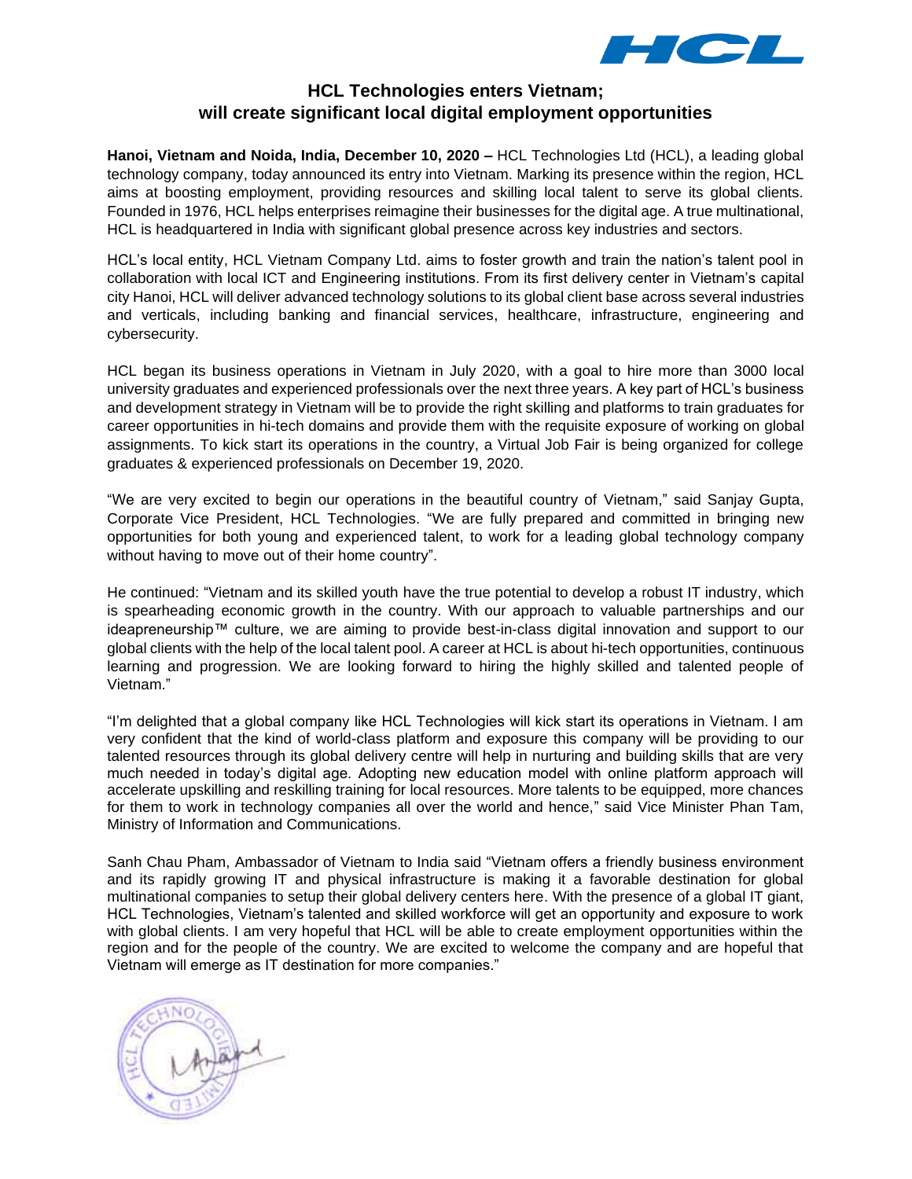# HCL Technologies enters Vietnam; will create significant local digital employment opportunities

**Hanoi, Vietnam and Noida, India, December 10, 2020 –** HCL Technologies Ltd (HCL), a leading global technology company, today announced its entry into Vietnam. Marking its presence within the region, HCL aims at boosting employment, providing resources and skilling local talent to serve its global clients. Founded in 1976, HCL helps enterprises reimagine their businesses for the digital age. A true multinational, HCL is headquartered in India with significant global presence across key industries and sectors.

HCL's local entity, HCL Vietnam Company Ltd. aims to foster growth and train the nation's talent pool in collaboration with local ICT and Engineering institutions. From its first delivery center in Vietnam's capital city Hanoi, HCL will deliver advanced technology solutions to its global client base across several industries and verticals, including banking and financial services, healthcare, infrastructure, engineering and cybersecurity.

HCL began its business operations in Vietnam in July 2020, with a goal to hire more than 3000 local university graduates and experienced professionals over the next three years. A key part of HCL's business and development strategy in Vietnam will be to provide the right skilling and platforms to train graduates for career opportunities in hi-tech domains and provide them with the requisite exposure of working on global assignments. To kick start its operations in the country, a Virtual Job Fair is being organized for college graduates & experienced professionals on December 19, 2020.

"We are very excited to begin our operations in the beautiful country of Vietnam," said Sanjay Gupta, Corporate Vice President, HCL Technologies. "We are fully prepared and committed in bringing new opportunities for both young and experienced talent, to work for a leading global technology company without having to move out of their home country".

He continued: "Vietnam and its skilled youth have the true potential to develop a robust IT industry, which is spearheading economic growth in the country. With our approach to valuable partnerships and our ideapreneurship™ culture, we are aiming to provide best-in-class digital innovation and support to our global clients with the help of the local talent pool. A career at HCL is about hi-tech opportunities, continuous learning and progression. We are looking forward to hiring the highly skilled and talented people of Vietnam."

"I'm delighted that a global company like HCL Technologies will kick start its operations in Vietnam. I am very confident that the kind of world-class platform and exposure this company will be providing to our talented resources through its global delivery centre will help in nurturing and building skills that are very much needed in today's digital age. Adopting new education model with online platform approach will accelerate upskilling and reskilling training for local resources. More talents to be equipped, more chances for them to work in technology companies all over the world and hence," said Vice Minister Phan Tam, Ministry of Information and Communications.

Sanh Chau Pham, Ambassador of Vietnam to India said "Vietnam offers a friendly business environment and its rapidly growing IT and physical infrastructure is making it a favorable destination for global multinational companies to setup their global delivery centers here. With the presence of a global IT giant, HCL Technologies, Vietnam's talented and skilled workforce will get an opportunity and exposure to work with global clients. I am very hopeful that HCL will be able to create employment opportunities within the region and for the people of the country. We are excited to welcome the company and are hopeful that Vietnam will emerge as IT destination for more companies."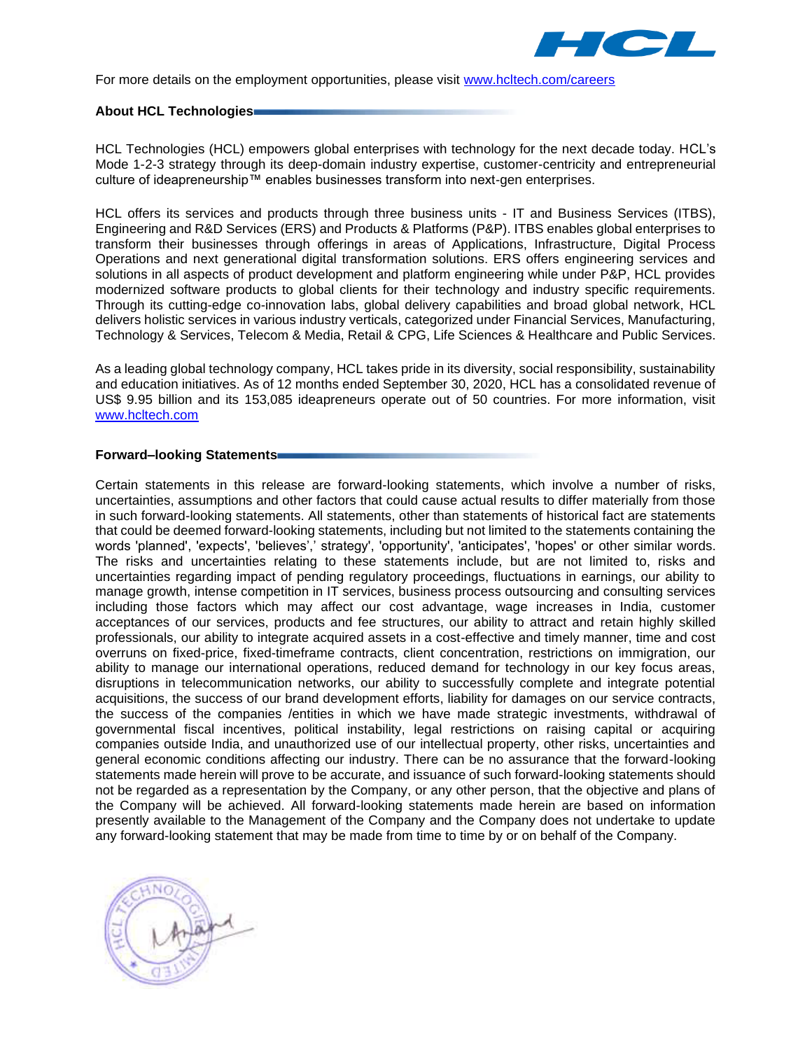For more details on the employment opportunities, please visit [www.hcltech.com/careers](www.hcltech.com/careers)

## About HCL Technologies

HCL Technologies (HCL) empowers global enterprises with technology for the next decade today. HCL's Mode 1-2-3 strategy through its deep-domain industry expertise, customer-centricity and entrepreneurial culture of ideapreneurship™ enables businesses transform into next-gen enterprises.

HCL offers its services and products through three business units - IT and Business Services (ITBS), Engineering and R&D Services (ERS) and Products & Platforms (P&P). ITBS enables global enterprises to transform their businesses through offerings in areas of Applications, Infrastructure, Digital Process Operations and next generational digital transformation solutions. ERS offers engineering services and solutions in all aspects of product development and platform engineering while under P&P, HCL provides modernized software products to global clients for their technology and industry specific requirements. Through its cutting-edge co-innovation labs, global delivery capabilities and broad global network, HCL delivers holistic services in various industry verticals, categorized under Financial Services, Manufacturing, Technology & Services, Telecom & Media, Retail & CPG, Life Sciences & Healthcare and Public Services.

As a leading global technology company, HCL takes pride in its diversity, social responsibility, sustainability and education initiatives. As of 12 months ended September 30, 2020, HCL has a consolidated revenue of US$ 9.95 billion and its 153,085 ideapreneurs operate out of 50 countries. For more information, visit [www.hcltech.com](www.hcltech.com)

## Forward–looking Statements

Certain statements in this release are forward-looking statements, which involve a number of risks, uncertainties, assumptions and other factors that could cause actual results to differ materially from those in such forward-looking statements. All statements, other than statements of historical fact are statements that could be deemed forward-looking statements, including but not limited to the statements containing the words 'planned', 'expects', 'believes',' strategy', 'opportunity', 'anticipates', 'hopes' or other similar words. The risks and uncertainties relating to these statements include, but are not limited to, risks and uncertainties regarding impact of pending regulatory proceedings, fluctuations in earnings, our ability to manage growth, intense competition in IT services, business process outsourcing and consulting services including those factors which may affect our cost advantage, wage increases in India, customer acceptances of our services, products and fee structures, our ability to attract and retain highly skilled professionals, our ability to integrate acquired assets in a cost-effective and timely manner, time and cost overruns on fixed-price, fixed-timeframe contracts, client concentration, restrictions on immigration, our ability to manage our international operations, reduced demand for technology in our key focus areas, disruptions in telecommunication networks, our ability to successfully complete and integrate potential acquisitions, the success of our brand development efforts, liability for damages on our service contracts, the success of the companies /entities in which we have made strategic investments, withdrawal of governmental fiscal incentives, political instability, legal restrictions on raising capital or acquiring companies outside India, and unauthorized use of our intellectual property, other risks, uncertainties and general economic conditions affecting our industry. There can be no assurance that the forward-looking statements made herein will prove to be accurate, and issuance of such forward-looking statements should not be regarded as a representation by the Company, or any other person, that the objective and plans of the Company will be achieved. All forward-looking statements made herein are based on information presently available to the Management of the Company and the Company does not undertake to update any forward-looking statement that may be made from time to time by or on behalf of the Company.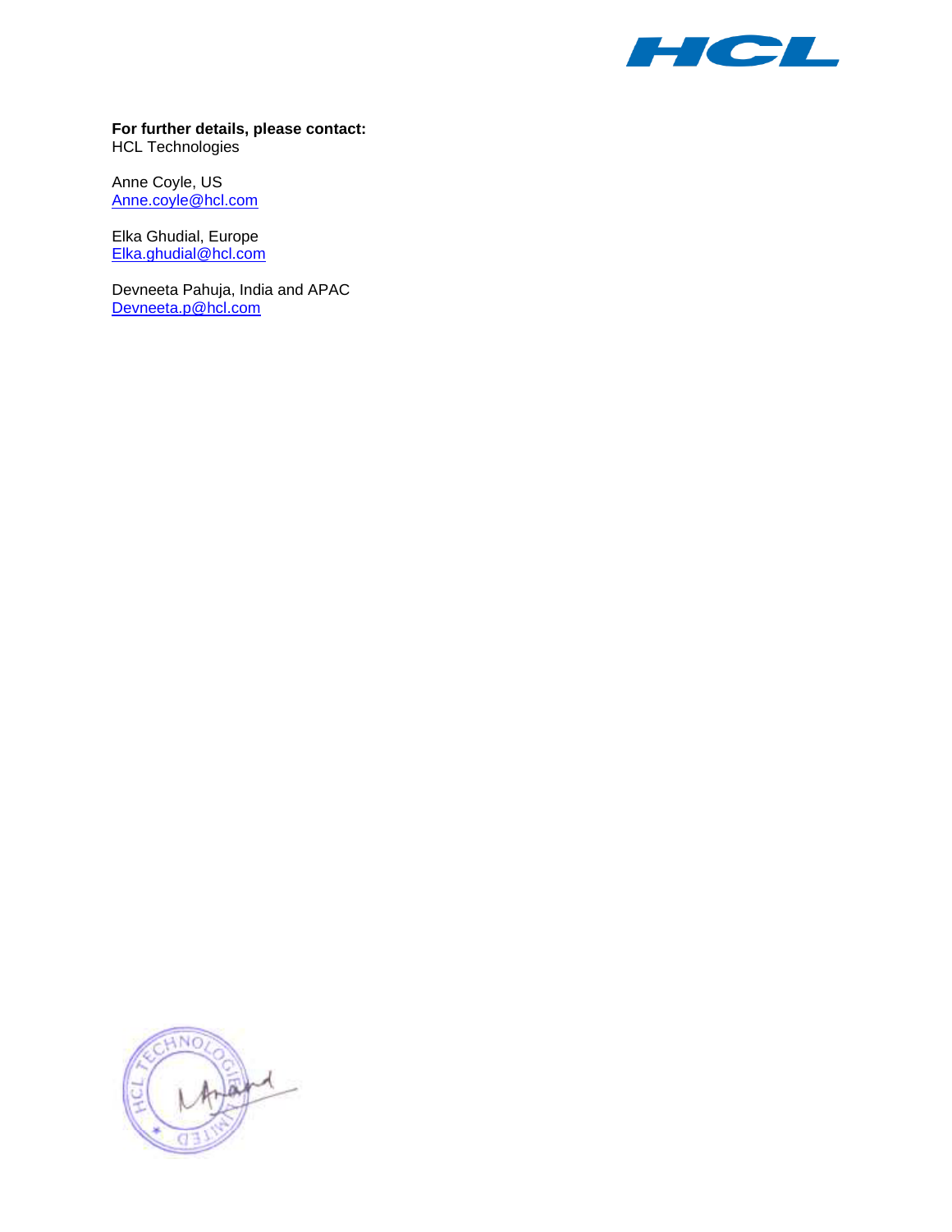**For further details, please contact:**
HCL Technologies

Anne Coyle, US
Anne.coyle@hcl.com

Elka Ghudial, Europe
Elka.ghudial@hcl.com

Devneeta Pahuja, India and APAC
Devneeta.p@hcl.com